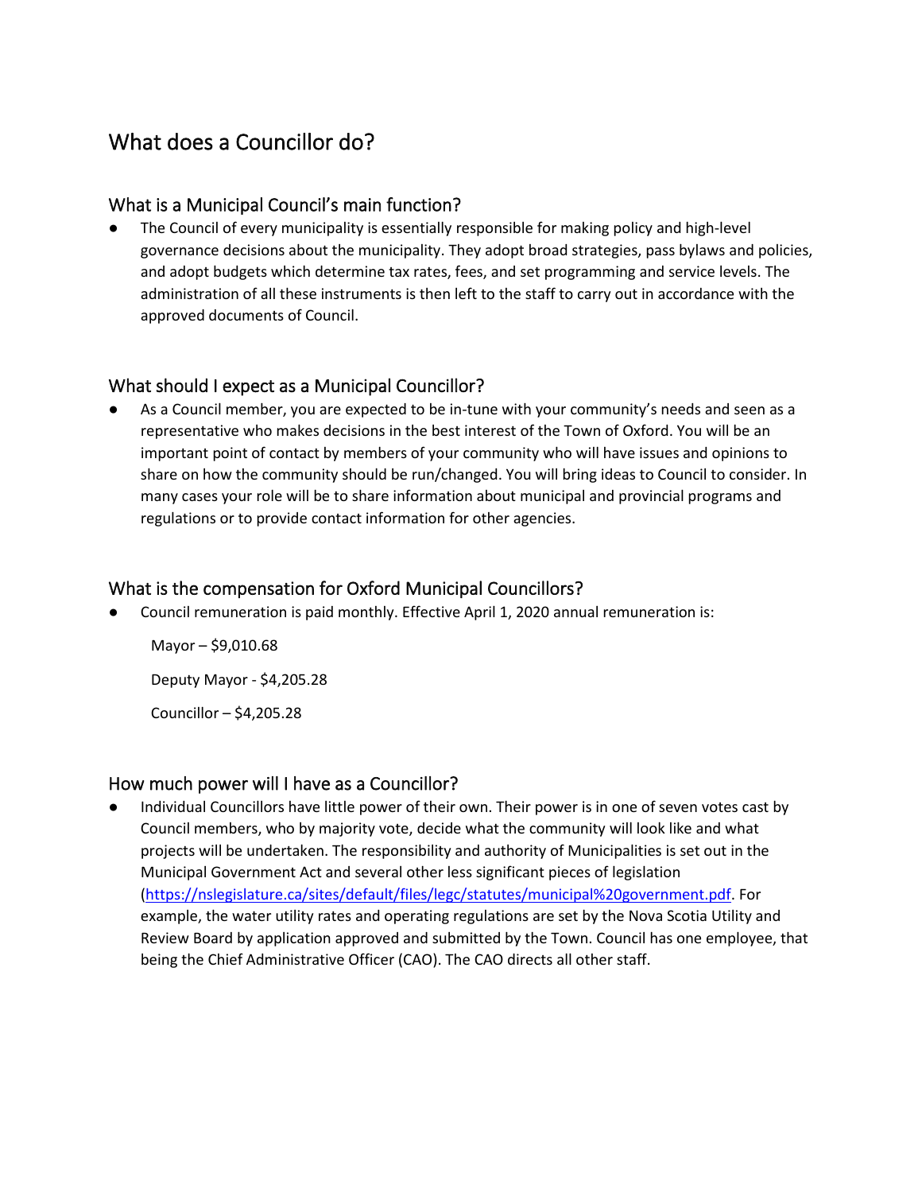# What does a Councillor do?

## What is a Municipal Council's main function?

- The Council of every municipality is essentially responsible for making policy and high-level governance decisions about the municipality. They adopt broad strategies, pass bylaws and policies, and adopt budgets which determine tax rates, fees, and set programming and service levels. The administration of all these instruments is then left to the staff to carry out in accordance with the approved documents of Council.

## What should I expect as a Municipal Councillor?

- As a Council member, you are expected to be in-tune with your community's needs and seen as a representative who makes decisions in the best interest of the Town of Oxford. You will be an important point of contact by members of your community who will have issues and opinions to share on how the community should be run/changed. You will bring ideas to Council to consider. In many cases your role will be to share information about municipal and provincial programs and regulations or to provide contact information for other agencies.

## What is the compensation for Oxford Municipal Councillors?

- Council remuneration is paid monthly. Effective April 1, 2020 annual remuneration is:

  Mayor – $9,010.68

  Deputy Mayor - $4,205.28

  Councillor – $4,205.28

## How much power will I have as a Councillor?

- Individual Councillors have little power of their own. Their power is in one of seven votes cast by Council members, who by majority vote, decide what the community will look like and what projects will be undertaken. The responsibility and authority of Municipalities is set out in the Municipal Government Act and several other less significant pieces of legislation (https://nslegislature.ca/sites/default/files/legc/statutes/municipal%20government.pdf. For example, the water utility rates and operating regulations are set by the Nova Scotia Utility and Review Board by application approved and submitted by the Town. Council has one employee, that being the Chief Administrative Officer (CAO). The CAO directs all other staff.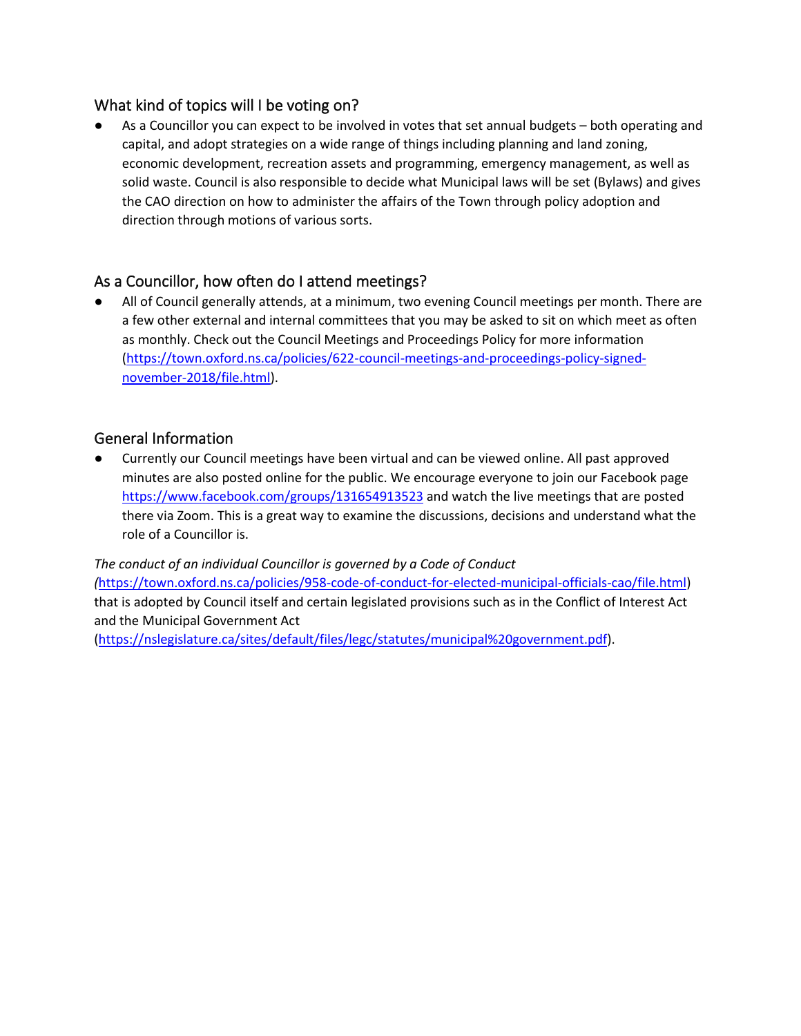## What kind of topics will I be voting on?

- As a Councillor you can expect to be involved in votes that set annual budgets – both operating and capital, and adopt strategies on a wide range of things including planning and land zoning, economic development, recreation assets and programming, emergency management, as well as solid waste. Council is also responsible to decide what Municipal laws will be set (Bylaws) and gives the CAO direction on how to administer the affairs of the Town through policy adoption and direction through motions of various sorts.

## As a Councillor, how often do I attend meetings?

- All of Council generally attends, at a minimum, two evening Council meetings per month. There are a few other external and internal committees that you may be asked to sit on which meet as often as monthly. Check out the Council Meetings and Proceedings Policy for more information (https://town.oxford.ns.ca/policies/622-council-meetings-and-proceedings-policy-signed-november-2018/file.html).

## General Information

- Currently our Council meetings have been virtual and can be viewed online. All past approved minutes are also posted online for the public. We encourage everyone to join our Facebook page https://www.facebook.com/groups/131654913523 and watch the live meetings that are posted there via Zoom. This is a great way to examine the discussions, decisions and understand what the role of a Councillor is.

*The conduct of an individual Councillor is governed by a Code of Conduct (*https://town.oxford.ns.ca/policies/958-code-of-conduct-for-elected-municipal-officials-cao/file.html) that is adopted by Council itself and certain legislated provisions such as in the Conflict of Interest Act and the Municipal Government Act (https://nslegislature.ca/sites/default/files/legc/statutes/municipal%20government.pdf).